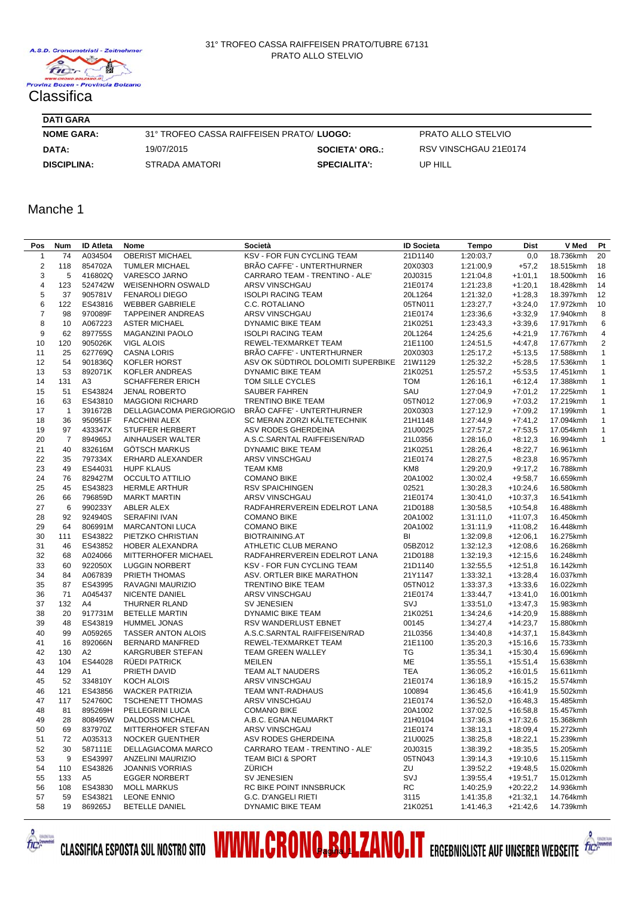31° TROFEO CASSA RAIFFEISEN PRATO/TUBRE 67131
PRATO ALLO STELVIO

A.S.D. Cronometristi - Zeitnehmer
Provinz Bozen - Provincia Bolzano

# Classifica

| DATI GARA | | | |
|---|---|---|---|
| NOME GARA: | 31° TROFEO CASSA RAIFFEISEN PRATO/ | LUOGO: | PRATO ALLO STELVIO |
| DATA: | 19/07/2015 | SOCIETA' ORG.: | RSV VINSCHGAU 21E0174 |
| DISCIPLINA: | STRADA AMATORI | SPECIALITA': | UP HILL |

## Manche 1

| Pos | Num | ID Atleta | Nome | Società | ID Societa | Tempo | Dist | V Med | Pt |
|---|---|---|---|---|---|---|---|---|---|
| 1 | 74 | A034504 | OBERIST MICHAEL | KSV - FOR FUN CYCLING TEAM | 21D1140 | 1:20:03,7 | 0,0 | 18.736kmh | 20 |
| 2 | 118 | 854702A | TUMLER MICHAEL | BRÃO CAFFE' - UNTERTHURNER | 20X0303 | 1:21:00,9 | +57,2 | 18.515kmh | 18 |
| 3 | 5 | 416802Q | VARESCO JARNO | CARRARO TEAM - TRENTINO - ALE' | 20J0315 | 1:21:04,8 | +1:01,1 | 18.500kmh | 16 |
| 4 | 123 | 524742W | WEISENHORN OSWALD | ARSV VINSCHGAU | 21E0174 | 1:21:23,8 | +1:20,1 | 18.428kmh | 14 |
| 5 | 37 | 905781V | FENAROLI DIEGO | ISOLPI RACING TEAM | 20L1264 | 1:21:32,0 | +1:28,3 | 18.397kmh | 12 |
| 6 | 122 | ES43816 | WEBBER GABRIELE | C.C. ROTALIANO | 05TN011 | 1:23:27,7 | +3:24,0 | 17.972kmh | 10 |
| 7 | 98 | 970089F | TAPPEINER ANDREAS | ARSV VINSCHGAU | 21E0174 | 1:23:36,6 | +3:32,9 | 17.940kmh | 8 |
| 8 | 10 | A067223 | ASTER MICHAEL | DYNAMIC BIKE TEAM | 21K0251 | 1:23:43,3 | +3:39,6 | 17.917kmh | 6 |
| 9 | 62 | 897755S | MAGANZINI PAOLO | ISOLPI RACING TEAM | 20L1264 | 1:24:25,6 | +4:21,9 | 17.767kmh | 4 |
| 10 | 120 | 905026K | VIGL ALOIS | REWEL-TEXMARKET TEAM | 21E1100 | 1:24:51,5 | +4:47,8 | 17.677kmh | 2 |
| 11 | 25 | 627769Q | CASNA LORIS | BRÃO CAFFE' - UNTERTHURNER | 20X0303 | 1:25:17,2 | +5:13,5 | 17.588kmh | 1 |
| 12 | 54 | 901836Q | KOFLER HORST | ASV OK SÜDTIROL DOLOMITI SUPERBIKE | 21W1129 | 1:25:32,2 | +5:28,5 | 17.536kmh | 1 |
| 13 | 53 | 892071K | KOFLER ANDREAS | DYNAMIC BIKE TEAM | 21K0251 | 1:25:57,2 | +5:53,5 | 17.451kmh | 1 |
| 14 | 131 | A3 | SCHAFFERER ERICH | TOM SILLE CYCLES | TOM | 1:26:16,1 | +6:12,4 | 17.388kmh | 1 |
| 15 | 51 | ES43824 | JENAL ROBERTO | SAUBER FAHREN | SAU | 1:27:04,9 | +7:01,2 | 17.225kmh | 1 |
| 16 | 63 | ES43810 | MAGGIONI RICHARD | TRENTINO BIKE TEAM | 05TN012 | 1:27:06,9 | +7:03,2 | 17.219kmh | 1 |
| 17 | 1 | 391672B | DELLAGIACOMA PIERGIORGIO | BRÃO CAFFE' - UNTERTHURNER | 20X0303 | 1:27:12,9 | +7:09,2 | 17.199kmh | 1 |
| 18 | 36 | 950951F | FACCHINI ALEX | SC MERAN ZORZI KÄLTETECHNIK | 21H1148 | 1:27:44,9 | +7:41,2 | 17.094kmh | 1 |
| 19 | 97 | 433347X | STUFFER HERBERT | ASV RODES GHERDEINA | 21U0025 | 1:27:57,2 | +7:53,5 | 17.054kmh | 1 |
| 20 | 7 | 894965J | AINHAUSER WALTER | A.S.C.SARNTAL RAIFFEISEN/RAD | 21L0356 | 1:28:16,0 | +8:12,3 | 16.994kmh | 1 |
| 21 | 40 | 832616M | GÖTSCH MARKUS | DYNAMIC BIKE TEAM | 21K0251 | 1:28:26,4 | +8:22,7 | 16.961kmh | |
| 22 | 35 | 797334X | ERHARD ALEXANDER | ARSV VINSCHGAU | 21E0174 | 1:28:27,5 | +8:23,8 | 16.957kmh | |
| 23 | 49 | ES44031 | HUPF KLAUS | TEAM KM8 | KM8 | 1:29:20,9 | +9:17,2 | 16.788kmh | |
| 24 | 76 | 829427M | OCCULTO ATTILIO | COMANO BIKE | 20A1002 | 1:30:02,4 | +9:58,7 | 16.659kmh | |
| 25 | 45 | ES43823 | HERMLE ARTHUR | RSV SPAICHINGEN | 02521 | 1:30:28,3 | +10:24,6 | 16.580kmh | |
| 26 | 66 | 796859D | MARKT MARTIN | ARSV VINSCHGAU | 21E0174 | 1:30:41,0 | +10:37,3 | 16.541kmh | |
| 27 | 6 | 990233Y | ABLER ALEX | RADFAHRERVEREIN EDELROT LANA | 21D0188 | 1:30:58,5 | +10:54,8 | 16.488kmh | |
| 28 | 92 | 924940S | SERAFINI IVAN | COMANO BIKE | 20A1002 | 1:31:11,0 | +11:07,3 | 16.450kmh | |
| 29 | 64 | 806991M | MARCANTONI LUCA | COMANO BIKE | 20A1002 | 1:31:11,9 | +11:08,2 | 16.448kmh | |
| 30 | 111 | ES43822 | PIETZKO CHRISTIAN | BIOTRAINING.AT | BI | 1:32:09,8 | +12:06,1 | 16.275kmh | |
| 31 | 46 | ES43852 | HOBER ALEXANDRA | ATHLETIC CLUB MERANO | 05BZ012 | 1:32:12,3 | +12:08,6 | 16.268kmh | |
| 32 | 68 | A024066 | MITTERHOFER MICHAEL | RADFAHRERVEREIN EDELROT LANA | 21D0188 | 1:32:19,3 | +12:15,6 | 16.248kmh | |
| 33 | 60 | 922050X | LUGGIN NORBERT | KSV - FOR FUN CYCLING TEAM | 21D1140 | 1:32:55,5 | +12:51,8 | 16.142kmh | |
| 34 | 84 | A067839 | PRIETH THOMAS | ASV. ORTLER BIKE MARATHON | 21Y1147 | 1:33:32,1 | +13:28,4 | 16.037kmh | |
| 35 | 87 | ES43995 | RAVAGNI MAURIZIO | TRENTINO BIKE TEAM | 05TN012 | 1:33:37,3 | +13:33,6 | 16.022kmh | |
| 36 | 71 | A045437 | NICENTE DANIEL | ARSV VINSCHGAU | 21E0174 | 1:33:44,7 | +13:41,0 | 16.001kmh | |
| 37 | 132 | A4 | THURNER RLAND | SV JENESIEN | SVJ | 1:33:51,0 | +13:47,3 | 15.983kmh | |
| 38 | 20 | 917731M | BETELLE MARTIN | DYNAMIC BIKE TEAM | 21K0251 | 1:34:24,6 | +14:20,9 | 15.888kmh | |
| 39 | 48 | ES43819 | HUMMEL JONAS | RSV WANDERLUST EBNET | 00145 | 1:34:27,4 | +14:23,7 | 15.880kmh | |
| 40 | 99 | A059265 | TASSER ANTON ALOIS | A.S.C.SARNTAL RAIFFEISEN/RAD | 21L0356 | 1:34:40,8 | +14:37,1 | 15.843kmh | |
| 41 | 16 | 892066N | BERNARD MANFRED | REWEL-TEXMARKET TEAM | 21E1100 | 1:35:20,3 | +15:16,6 | 15.733kmh | |
| 42 | 130 | A2 | KARGRUBER STEFAN | TEAM GREEN WALLEY | TG | 1:35:34,1 | +15:30,4 | 15.696kmh | |
| 43 | 104 | ES44028 | RÜEDI PATRICK | MEILEN | ME | 1:35:55,1 | +15:51,4 | 15.638kmh | |
| 44 | 129 | A1 | PRIETH DAVID | TEAM ALT NAUDERS | TEA | 1:36:05,2 | +16:01,5 | 15.611kmh | |
| 45 | 52 | 334810Y | KOCH ALOIS | ARSV VINSCHGAU | 21E0174 | 1:36:18,9 | +16:15,2 | 15.574kmh | |
| 46 | 121 | ES43856 | WACKER PATRIZIA | TEAM WNT-RADHAUS | 100894 | 1:36:45,6 | +16:41,9 | 15.502kmh | |
| 47 | 117 | 524760C | TSCHENETT THOMAS | ARSV VINSCHGAU | 21E0174 | 1:36:52,0 | +16:48,3 | 15.485kmh | |
| 48 | 81 | 895269H | PELLEGRINI LUCA | COMANO BIKE | 20A1002 | 1:37:02,5 | +16:58,8 | 15.457kmh | |
| 49 | 28 | 808495W | DALDOSS MICHAEL | A.B.C. EGNA NEUMARKT | 21H0104 | 1:37:36,3 | +17:32,6 | 15.368kmh | |
| 50 | 69 | 837970Z | MITTERHOFER STEFAN | ARSV VINSCHGAU | 21E0174 | 1:38:13,1 | +18:09,4 | 15.272kmh | |
| 51 | 72 | A035313 | NOCKER GUENTHER | ASV RODES GHERDEINA | 21U0025 | 1:38:25,8 | +18:22,1 | 15.239kmh | |
| 52 | 30 | 587111E | DELLAGIACOMA MARCO | CARRARO TEAM - TRENTINO - ALE' | 20J0315 | 1:38:39,2 | +18:35,5 | 15.205kmh | |
| 53 | 9 | ES43997 | ANZELINI MAURIZIO | TEAM BICI & SPORT | 05TN043 | 1:39:14,3 | +19:10,6 | 15.115kmh | |
| 54 | 110 | ES43826 | JOANNIS VORRIAS | ZÜRICH | ZU | 1:39:52,2 | +19:48,5 | 15.020kmh | |
| 55 | 133 | A5 | EGGER NORBERT | SV JENESIEN | SVJ | 1:39:55,4 | +19:51,7 | 15.012kmh | |
| 56 | 108 | ES43830 | MOLL MARKUS | RC BIKE POINT INNSBRUCK | RC | 1:40:25,9 | +20:22,2 | 14.936kmh | |
| 57 | 59 | ES43821 | LEONE ENNIO | G.C. D'ANGELI RIETI | 3115 | 1:41:35,8 | +21:32,1 | 14.764kmh | |
| 58 | 19 | 869265J | BETELLE DANIEL | DYNAMIC BIKE TEAM | 21K0251 | 1:41:46,3 | +21:42,6 | 14.739kmh | |

CLASSIFICA ESPOSTA SUL NOSTRO SITO WWW.CRONO.BOLZANO.IT ERGEBNISLISTE AUF UNSERER WEBSEITE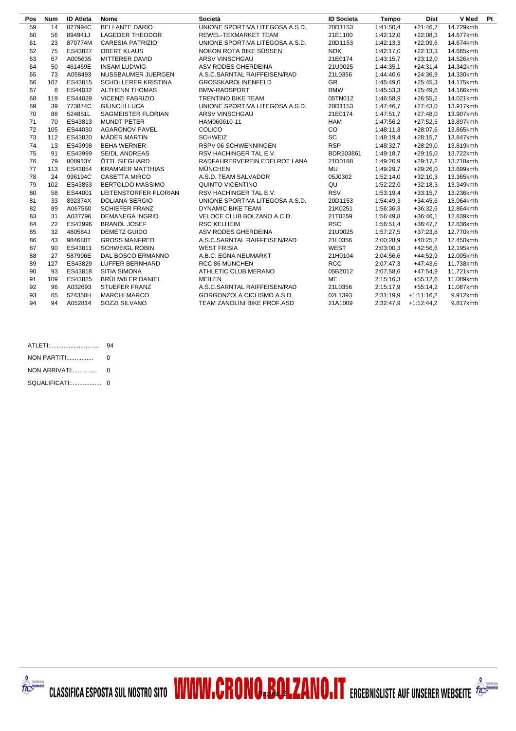| Pos | Num | ID Atleta | Nome | Società | ID Societa | Tempo | Dist | V Med | Pt |
|---|---|---|---|---|---|---|---|---|---|
| 59 | 14 | 827994C | BELLANTE DARIO | UNIONE SPORTIVA LITEGOSA A.S.D. | 20D1153 | 1:41:50,4 | +21:46,7 | 14.729kmh | |
| 60 | 56 | 894941J | LAGEDER THEODOR | REWEL-TEXMARKET TEAM | 21E1100 | 1:42:12,0 | +22:08,3 | 14.677kmh | |
| 61 | 23 | 870774M | CARESIA PATRIZIO | UNIONE SPORTIVA LITEGOSA A.S.D. | 20D1153 | 1:42:13,3 | +22:09,6 | 14.674kmh | |
| 62 | 75 | ES43827 | OBERT KLAUS | NOKON ROTA BIKE SÜSSEN | NOK | 1:42:17,0 | +22:13,3 | 14.665kmh | |
| 63 | 67 | A005635 | MITTERER DAVID | ARSV VINSCHGAU | 21E0174 | 1:43:15,7 | +23:12,0 | 14.526kmh | |
| 64 | 50 | 461469E | INSAM LUDWIG | ASV RODES GHERDEINA | 21U0025 | 1:44:35,1 | +24:31,4 | 14.342kmh | |
| 65 | 73 | A058493 | NUSSBAUMER JUERGEN | A.S.C.SARNTAL RAIFFEISEN/RAD | 21L0356 | 1:44:40,6 | +24:36,9 | 14.330kmh | |
| 66 | 107 | ES43815 | SCHOLLERER KRISTINA | GROSSKAROLINENFELD | GR | 1:45:49,0 | +25:45,3 | 14.175kmh | |
| 67 | 8 | ES44032 | ALTHENN THOMAS | BMW-RADSPORT | BMW | 1:45:53,3 | +25:49,6 | 14.166kmh | |
| 68 | 119 | ES44029 | VICENZI FABRIZIO | TRENTINO BIKE TEAM | 05TN012 | 1:46:58,9 | +26:55,2 | 14.021kmh | |
| 69 | 39 | 773874C | GIUNCHI LUCA | UNIONE SPORTIVA LITEGOSA A.S.D. | 20D1153 | 1:47:46,7 | +27:43,0 | 13.917kmh | |
| 70 | 88 | 524851L | SAGMEISTER FLORIAN | ARSV VINSCHGAU | 21E0174 | 1:47:51,7 | +27:48,0 | 13.907kmh | |
| 71 | 70 | ES43813 | MUNDT PETER | HAM060610-11 | HAM | 1:47:56,2 | +27:52,5 | 13.897kmh | |
| 72 | 105 | ES44030 | AGARONOV PAVEL | COLICO | CO | 1:48:11,3 | +28:07,6 | 13.865kmh | |
| 73 | 112 | ES43820 | MÄDER MARTIN | SCHWEIZ | SC | 1:48:19,4 | +28:15,7 | 13.847kmh | |
| 74 | 13 | ES43998 | BEHA WERNER | RSPV 06 SCHWENNINGEN | RSP | 1:48:32,7 | +28:29,0 | 13.819kmh | |
| 75 | 91 | ES43999 | SEIDL ANDREAS | RSV HACHINGER TAL E.V. | BDR203861 | 1:49:18,7 | +29:15,0 | 13.722kmh | |
| 76 | 79 | 808913Y | ÖTTL SIEGHARD | RADFAHRERVEREIN EDELROT LANA | 21D0188 | 1:49:20,9 | +29:17,2 | 13.718kmh | |
| 77 | 113 | ES43854 | KRAMMER MATTHIAS | MÜNCHEN | MU | 1:49:29,7 | +29:26,0 | 13.699kmh | |
| 78 | 24 | 996194C | CASETTA MIRCO | A.S.D. TEAM SALVADOR | 05J0302 | 1:52:14,0 | +32:10,3 | 13.365kmh | |
| 79 | 102 | ES43853 | BERTOLDO MASSIMO | QUINTO VICENTINO | QU | 1:52:22,0 | +32:18,3 | 13.349kmh | |
| 80 | 58 | ES44001 | LEITENSTORFER FLORIAN | RSV HACHINGER TAL E.V. | RSV | 1:53:19,4 | +33:15,7 | 13.236kmh | |
| 81 | 33 | 892374X | DOLIANA SERGIO | UNIONE SPORTIVA LITEGOSA A.S.D. | 20D1153 | 1:54:49,3 | +34:45,6 | 13.064kmh | |
| 82 | 89 | A067560 | SCHIEFER FRANZ | DYNAMIC BIKE TEAM | 21K0251 | 1:56:36,3 | +36:32,6 | 12.864kmh | |
| 83 | 31 | A037796 | DEMANEGA INGRID | VELOCE CLUB BOLZANO A.C.D. | 21T0259 | 1:56:49,8 | +36:46,1 | 12.839kmh | |
| 84 | 22 | ES43996 | BRANDL JOSEF | RSC KELHEIM | RSC | 1:56:51,4 | +36:47,7 | 12.836kmh | |
| 85 | 32 | 480584J | DEMETZ GUIDO | ASV RODES GHERDEINA | 21U0025 | 1:57:27,5 | +37:23,8 | 12.770kmh | |
| 86 | 43 | 984680T | GROSS MANFRED | A.S.C.SARNTAL RAIFFEISEN/RAD | 21L0356 | 2:00:28,9 | +40:25,2 | 12.450kmh | |
| 87 | 90 | ES43811 | SCHWEIGL ROBIN | WEST FRISIA | WEST | 2:03:00,3 | +42:56,6 | 12.195kmh | |
| 88 | 27 | 587996E | DAL BOSCO ERMANNO | A.B.C. EGNA NEUMARKT | 21H0104 | 2:04:56,6 | +44:52,9 | 12.005kmh | |
| 89 | 127 | ES43829 | LUFFER BERNHARD | RCC 86 MÜNCHEN | RCC | 2:07:47,3 | +47:43,6 | 11.738kmh | |
| 90 | 93 | ES43818 | SITIA SIMONA | ATHLETIC CLUB MERANO | 05BZ012 | 2:07:58,6 | +47:54,9 | 11.721kmh | |
| 91 | 109 | ES43825 | BRÜHWILER DANIEL | MEILEN | ME | 2:15:16,3 | +55:12,6 | 11.089kmh | |
| 92 | 96 | A032693 | STUEFER FRANZ | A.S.C.SARNTAL RAIFFEISEN/RAD | 21L0356 | 2:15:17,9 | +55:14,2 | 11.087kmh | |
| 93 | 65 | 524350H | MARCHI MARCO | GORGONZOLA CICLISMO A.S.D. | 02L1393 | 2:31:19,9 | +1:11:16,2 | 9.912kmh | |
| 94 | 94 | A052814 | SOZZI SILVANO | TEAM ZANOLINI BIKE PROF.ASD | 21A1009 | 2:32:47,9 | +1:12:44,2 | 9.817kmh | |

ATLETI:............................. 94

NON PARTITI:............... 0

NON ARRIVATI:.............. 0

SQUALIFICATI:.................. 0

CLASSIFICA ESPOSTA SUL NOSTRO SITO WWW.CRONO.BOLZANO.IT ERGEBNISLISTE AUF UNSERER WEBSEITE